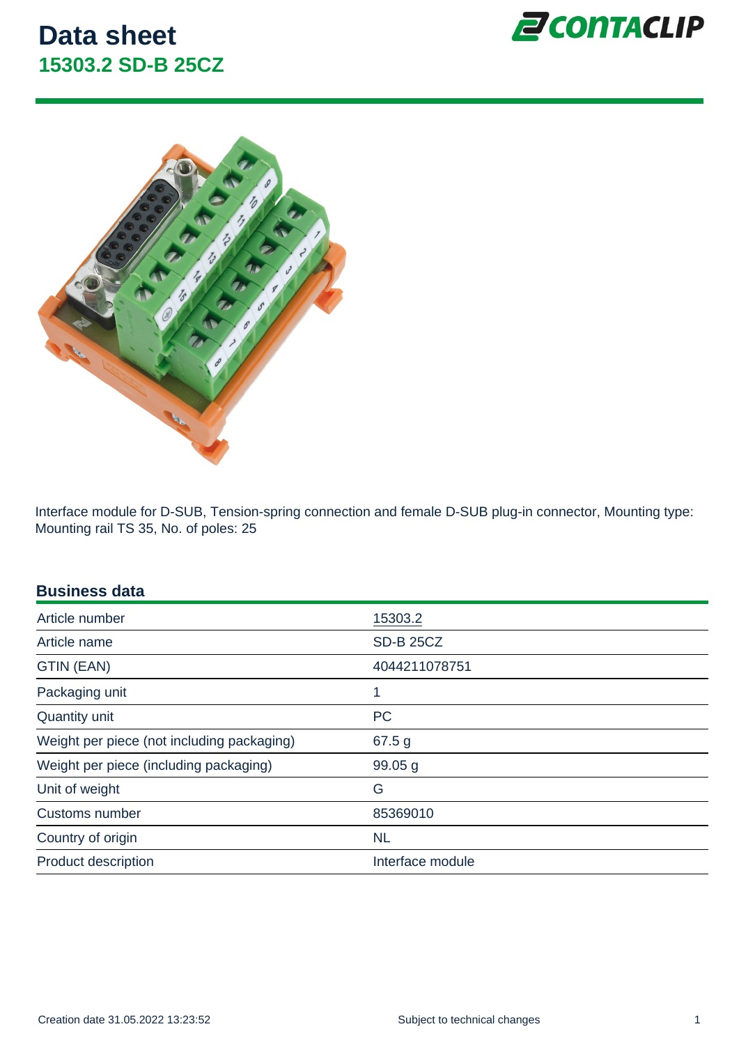# Data sheet

## 15303.2 SD-B 25CZ

Interface module for D-SUB, Tension-spring connection and female D-SUB plug-in connector, Mounting type: Mounting rail TS 35, No. of poles: 25

## Business data

| | |
|---|---|
| Article number | 15303.2 |
| Article name | SD-B 25CZ |
| GTIN (EAN) | 4044211078751 |
| Packaging unit | 1 |
| Quantity unit | PC |
| Weight per piece (not including packaging) | 67.5 g |
| Weight per piece (including packaging) | 99.05 g |
| Unit of weight | G |
| Customs number | 85369010 |
| Country of origin | NL |
| Product description | Interface module |

Creation date 31.05.2022 13:23:52

Subject to technical changes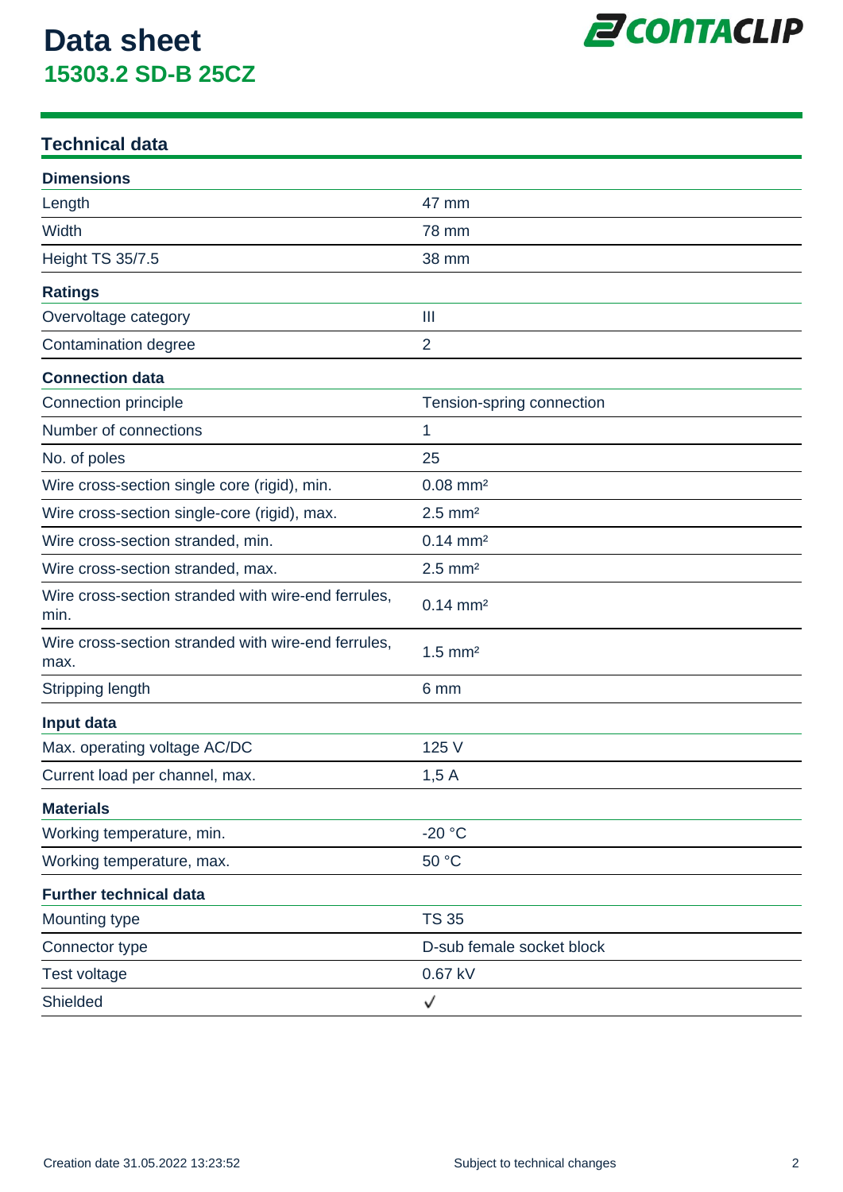# Data sheet
## 15303.2 SD-B 25CZ

### Technical data

| **Dimensions** | |
|---|---|
| Length | 47 mm |
| Width | 78 mm |
| Height TS 35/7.5 | 38 mm |
| **Ratings** | |
| Overvoltage category | III |
| Contamination degree | 2 |
| **Connection data** | |
| Connection principle | Tension-spring connection |
| Number of connections | 1 |
| No. of poles | 25 |
| Wire cross-section single core (rigid), min. | 0.08 mm² |
| Wire cross-section single-core (rigid), max. | 2.5 mm² |
| Wire cross-section stranded, min. | 0.14 mm² |
| Wire cross-section stranded, max. | 2.5 mm² |
| Wire cross-section stranded with wire-end ferrules, min. | 0.14 mm² |
| Wire cross-section stranded with wire-end ferrules, max. | 1.5 mm² |
| Stripping length | 6 mm |
| **Input data** | |
| Max. operating voltage AC/DC | 125 V |
| Current load per channel, max. | 1,5 A |
| **Materials** | |
| Working temperature, min. | -20 °C |
| Working temperature, max. | 50 °C |
| **Further technical data** | |
| Mounting type | TS 35 |
| Connector type | D-sub female socket block |
| Test voltage | 0.67 kV |
| Shielded | ✓ |

Creation date 31.05.2022 13:23:52

Subject to technical changes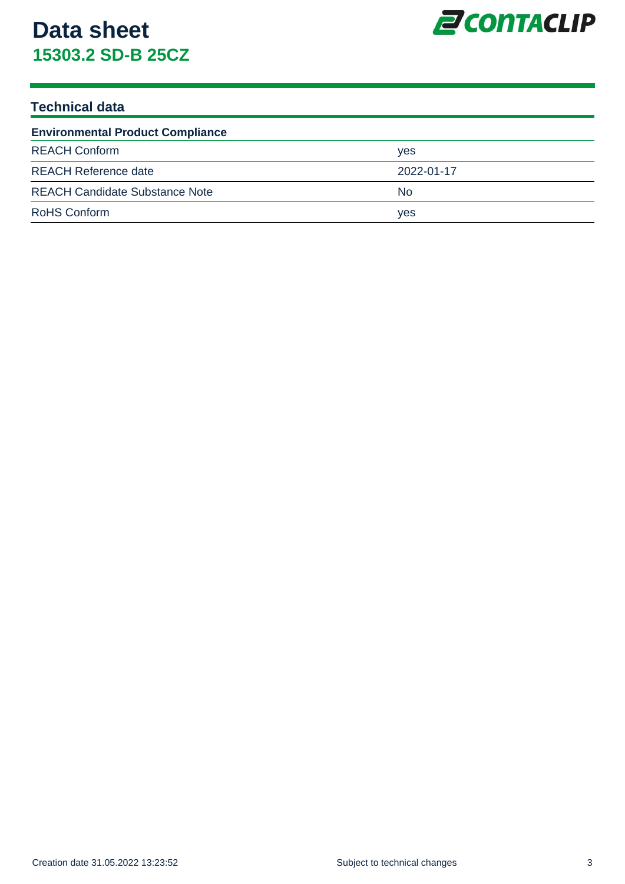# Data sheet

## 15303.2 SD-B 25CZ

### Technical data

| Environmental Product Compliance | |
|---|---|
| REACH Conform | yes |
| REACH Reference date | 2022-01-17 |
| REACH Candidate Substance Note | No |
| RoHS Conform | yes |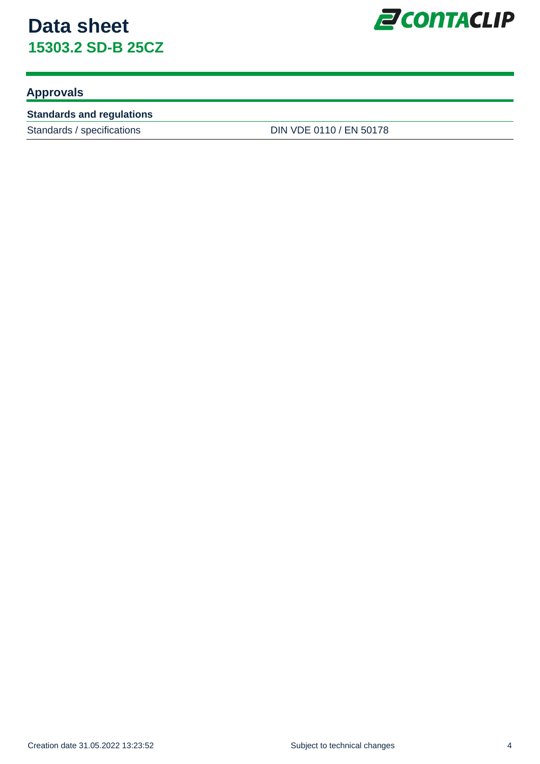# Data sheet
## 15303.2 SD-B 25CZ

### Approvals

| Standards and regulations | |
|---|---|
| Standards / specifications | DIN VDE 0110 / EN 50178 |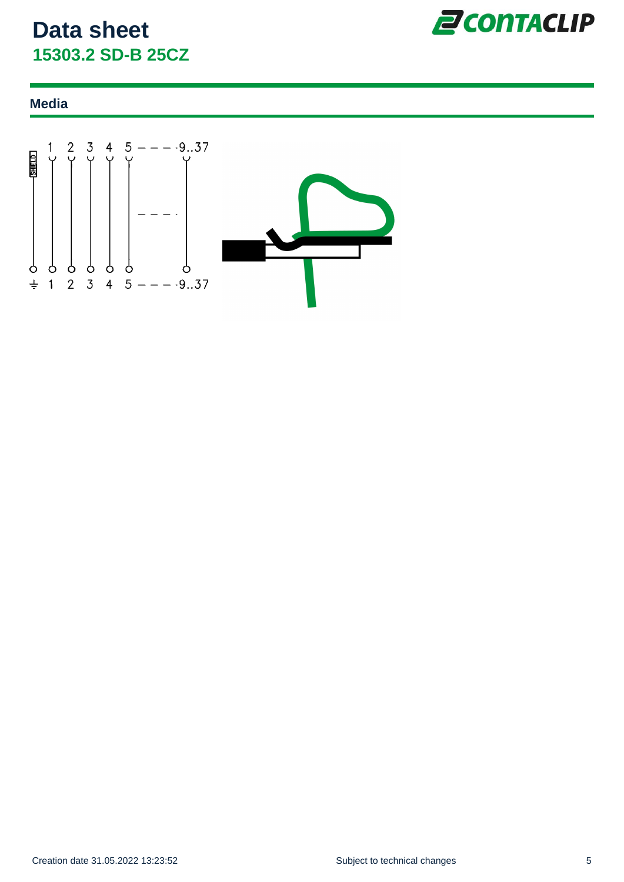## Media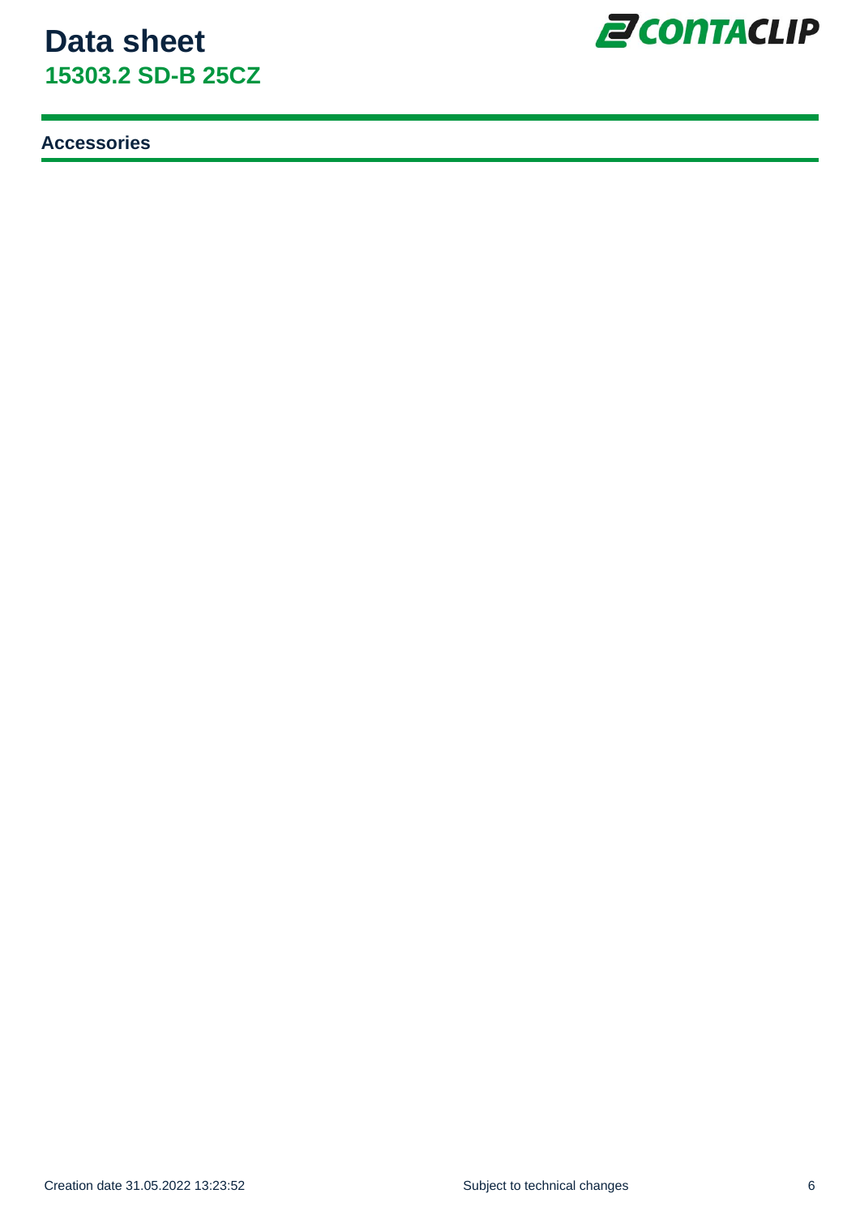## Accessories